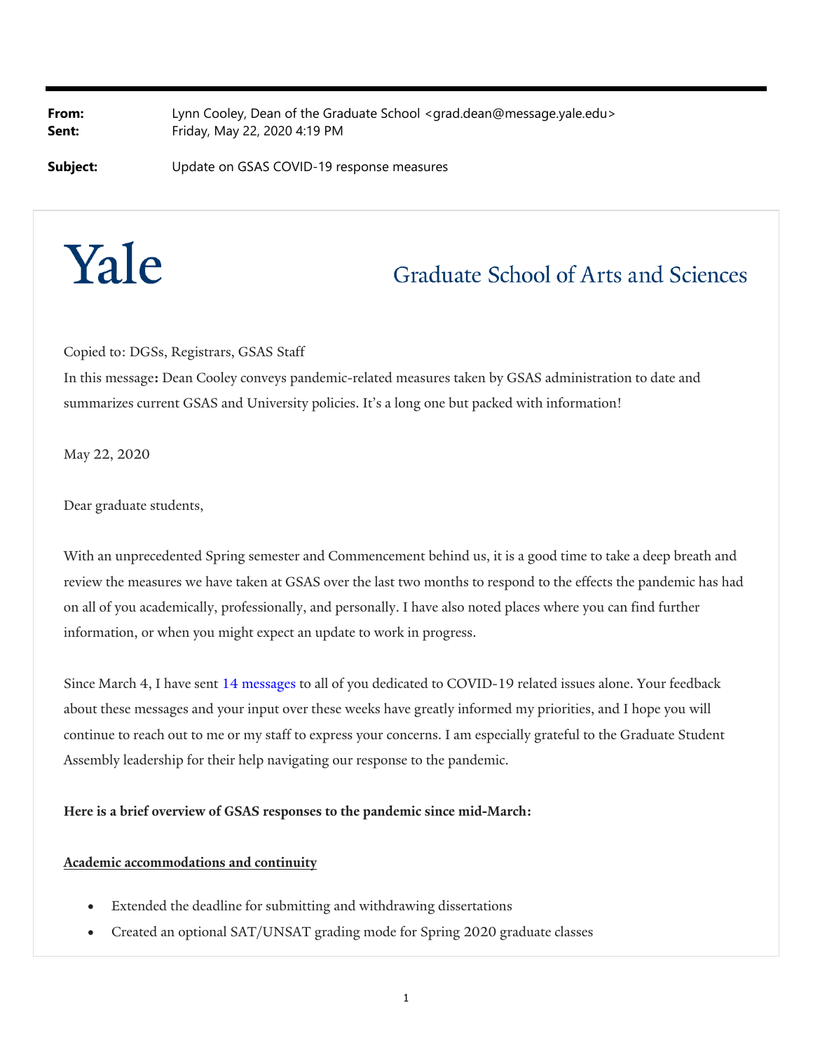**From:** Lynn Cooley, Dean of the Graduate School <grad.dean@message.yale.edu>
**Sent:** Friday, May 22, 2020 4:19 PM

**Subject:** Update on GSAS COVID-19 response measures

Yale

Graduate School of Arts and Sciences

Copied to: DGSs, Registrars, GSAS Staff

In this message**:** Dean Cooley conveys pandemic-related measures taken by GSAS administration to date and summarizes current GSAS and University policies. It's a long one but packed with information!

May 22, 2020

Dear graduate students,

With an unprecedented Spring semester and Commencement behind us, it is a good time to take a deep breath and review the measures we have taken at GSAS over the last two months to respond to the effects the pandemic has had on all of you academically, professionally, and personally. I have also noted places where you can find further information, or when you might expect an update to work in progress.

Since March 4, I have sent 14 messages to all of you dedicated to COVID-19 related issues alone. Your feedback about these messages and your input over these weeks have greatly informed my priorities, and I hope you will continue to reach out to me or my staff to express your concerns. I am especially grateful to the Graduate Student Assembly leadership for their help navigating our response to the pandemic.

**Here is a brief overview of GSAS responses to the pandemic since mid-March:**

**Academic accommodations and continuity**

- Extended the deadline for submitting and withdrawing dissertations
- Created an optional SAT/UNSAT grading mode for Spring 2020 graduate classes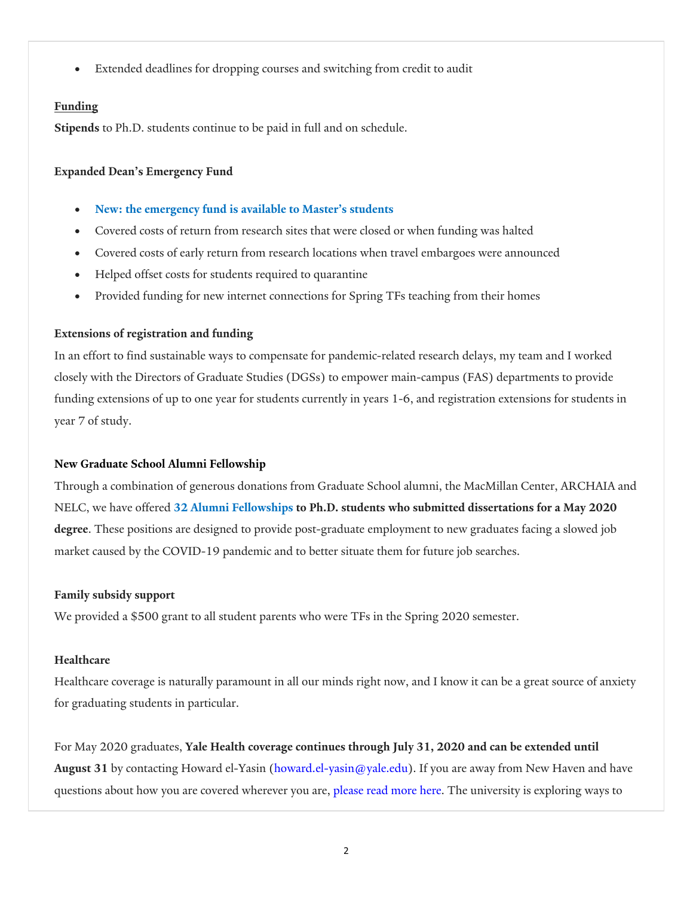- Extended deadlines for dropping courses and switching from credit to audit

**Funding**

**Stipends** to Ph.D. students continue to be paid in full and on schedule.

**Expanded Dean's Emergency Fund**

- **New: the emergency fund is available to Master's students**
- Covered costs of return from research sites that were closed or when funding was halted
- Covered costs of early return from research locations when travel embargoes were announced
- Helped offset costs for students required to quarantine
- Provided funding for new internet connections for Spring TFs teaching from their homes

**Extensions of registration and funding**

In an effort to find sustainable ways to compensate for pandemic-related research delays, my team and I worked closely with the Directors of Graduate Studies (DGSs) to empower main-campus (FAS) departments to provide funding extensions of up to one year for students currently in years 1-6, and registration extensions for students in year 7 of study.

**New Graduate School Alumni Fellowship**

Through a combination of generous donations from Graduate School alumni, the MacMillan Center, ARCHAIA and NELC, we have offered **32 Alumni Fellowships to Ph.D. students who submitted dissertations for a May 2020 degree**. These positions are designed to provide post-graduate employment to new graduates facing a slowed job market caused by the COVID-19 pandemic and to better situate them for future job searches.

**Family subsidy support**

We provided a $500 grant to all student parents who were TFs in the Spring 2020 semester.

**Healthcare**

Healthcare coverage is naturally paramount in all our minds right now, and I know it can be a great source of anxiety for graduating students in particular.

For May 2020 graduates, **Yale Health coverage continues through July 31, 2020 and can be extended until August 31** by contacting Howard el-Yasin (howard.el-yasin@yale.edu). If you are away from New Haven and have questions about how you are covered wherever you are, please read more here. The university is exploring ways to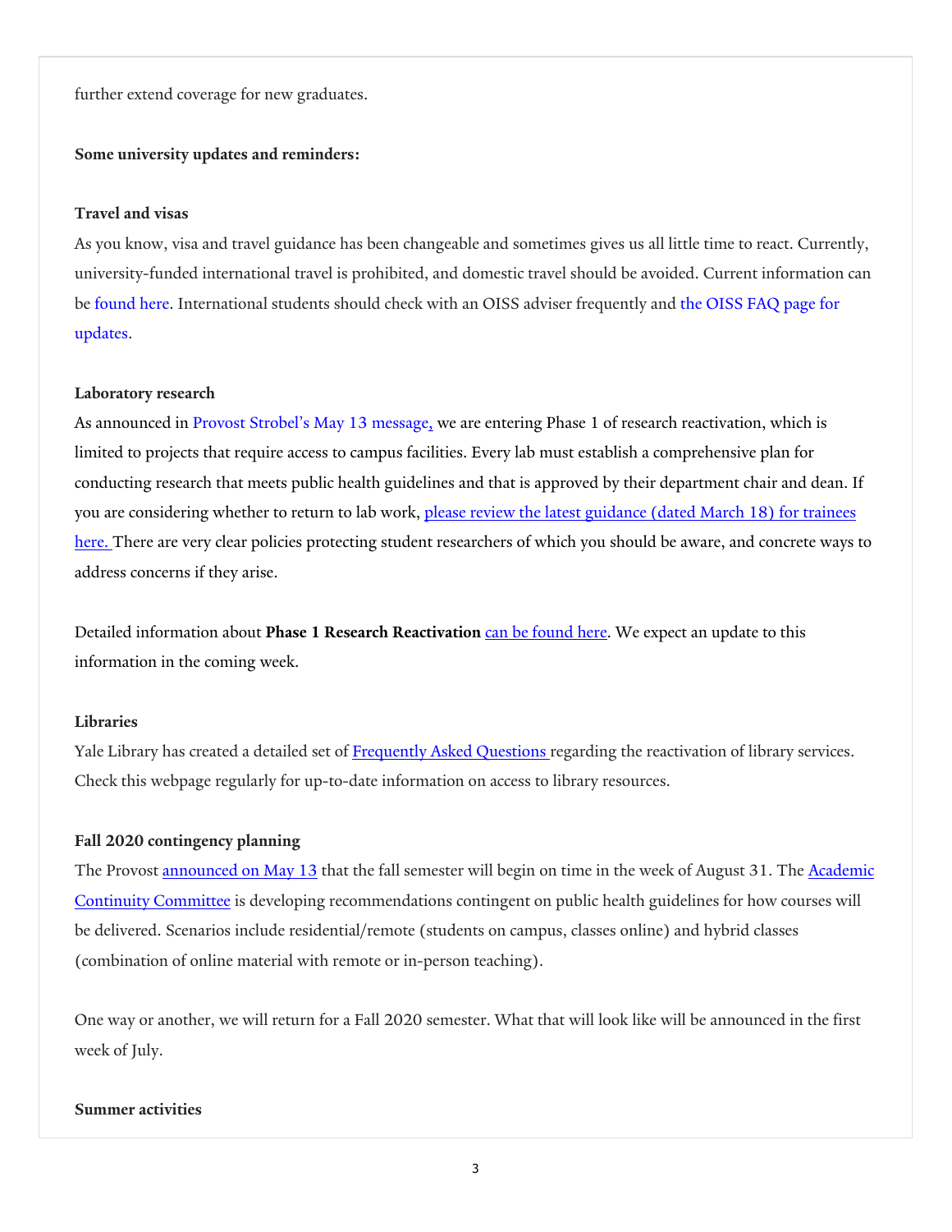further extend coverage for new graduates.

**Some university updates and reminders:**

**Travel and visas**

As you know, visa and travel guidance has been changeable and sometimes gives us all little time to react. Currently, university-funded international travel is prohibited, and domestic travel should be avoided. Current information can be found here. International students should check with an OISS adviser frequently and the OISS FAQ page for updates.

**Laboratory research**

As announced in Provost Strobel's May 13 message, we are entering Phase 1 of research reactivation, which is limited to projects that require access to campus facilities. Every lab must establish a comprehensive plan for conducting research that meets public health guidelines and that is approved by their department chair and dean. If you are considering whether to return to lab work, please review the latest guidance (dated March 18) for trainees here. There are very clear policies protecting student researchers of which you should be aware, and concrete ways to address concerns if they arise.

Detailed information about **Phase 1 Research Reactivation** can be found here. We expect an update to this information in the coming week.

**Libraries**

Yale Library has created a detailed set of Frequently Asked Questions regarding the reactivation of library services. Check this webpage regularly for up-to-date information on access to library resources.

**Fall 2020 contingency planning**

The Provost announced on May 13 that the fall semester will begin on time in the week of August 31. The Academic Continuity Committee is developing recommendations contingent on public health guidelines for how courses will be delivered. Scenarios include residential/remote (students on campus, classes online) and hybrid classes (combination of online material with remote or in-person teaching).

One way or another, we will return for a Fall 2020 semester. What that will look like will be announced in the first week of July.

**Summer activities**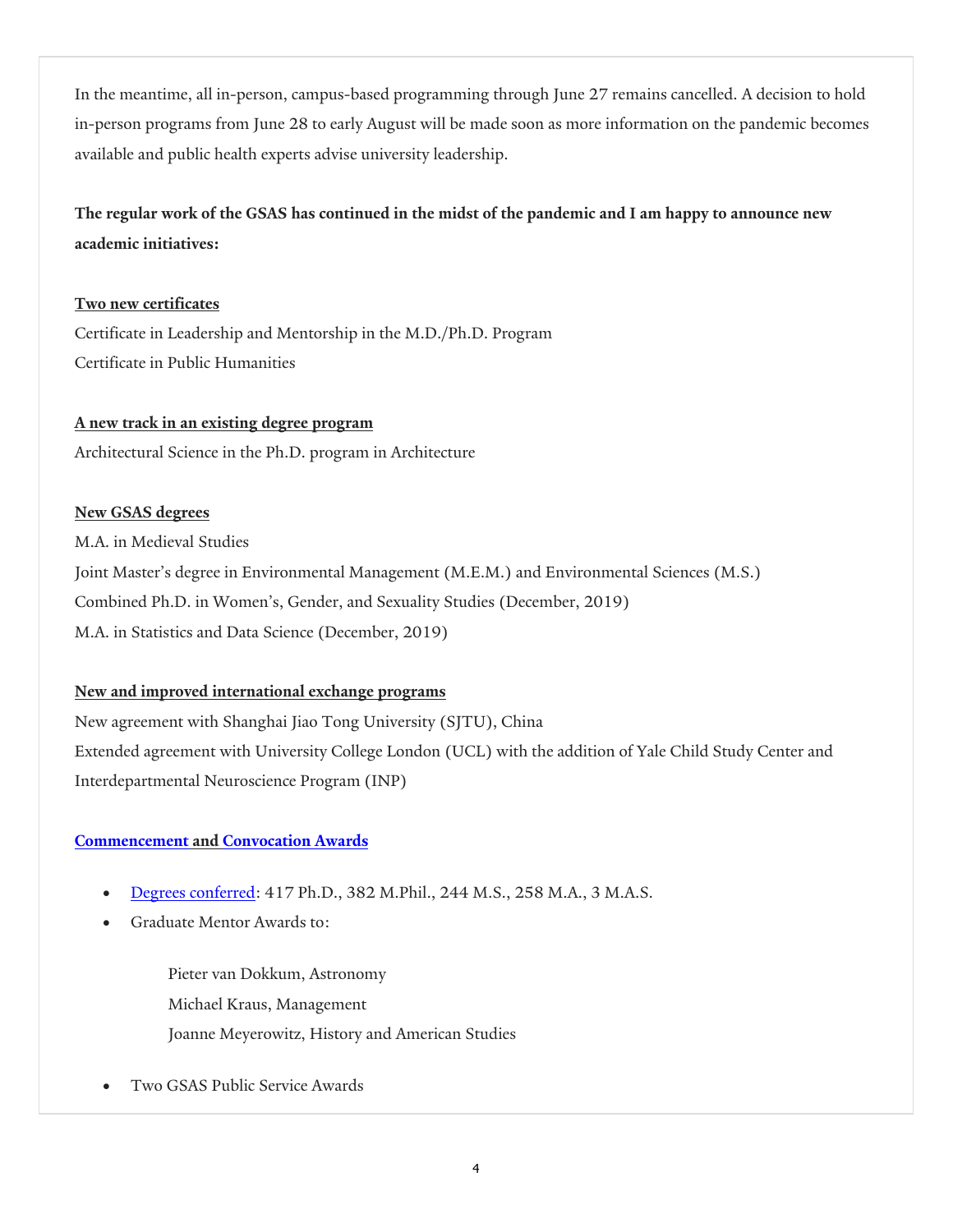In the meantime, all in-person, campus-based programming through June 27 remains cancelled. A decision to hold in-person programs from June 28 to early August will be made soon as more information on the pandemic becomes available and public health experts advise university leadership.

**The regular work of the GSAS has continued in the midst of the pandemic and I am happy to announce new academic initiatives:**

**Two new certificates**

Certificate in Leadership and Mentorship in the M.D./Ph.D. Program
Certificate in Public Humanities

**A new track in an existing degree program**

Architectural Science in the Ph.D. program in Architecture

**New GSAS degrees**

M.A. in Medieval Studies
Joint Master's degree in Environmental Management (M.E.M.) and Environmental Sciences (M.S.)
Combined Ph.D. in Women's, Gender, and Sexuality Studies (December, 2019)
M.A. in Statistics and Data Science (December, 2019)

**New and improved international exchange programs**

New agreement with Shanghai Jiao Tong University (SJTU), China
Extended agreement with University College London (UCL) with the addition of Yale Child Study Center and Interdepartmental Neuroscience Program (INP)

**Commencement and Convocation Awards**

- Degrees conferred: 417 Ph.D., 382 M.Phil., 244 M.S., 258 M.A., 3 M.A.S.
- Graduate Mentor Awards to:

  Pieter van Dokkum, Astronomy
  Michael Kraus, Management
  Joanne Meyerowitz, History and American Studies

- Two GSAS Public Service Awards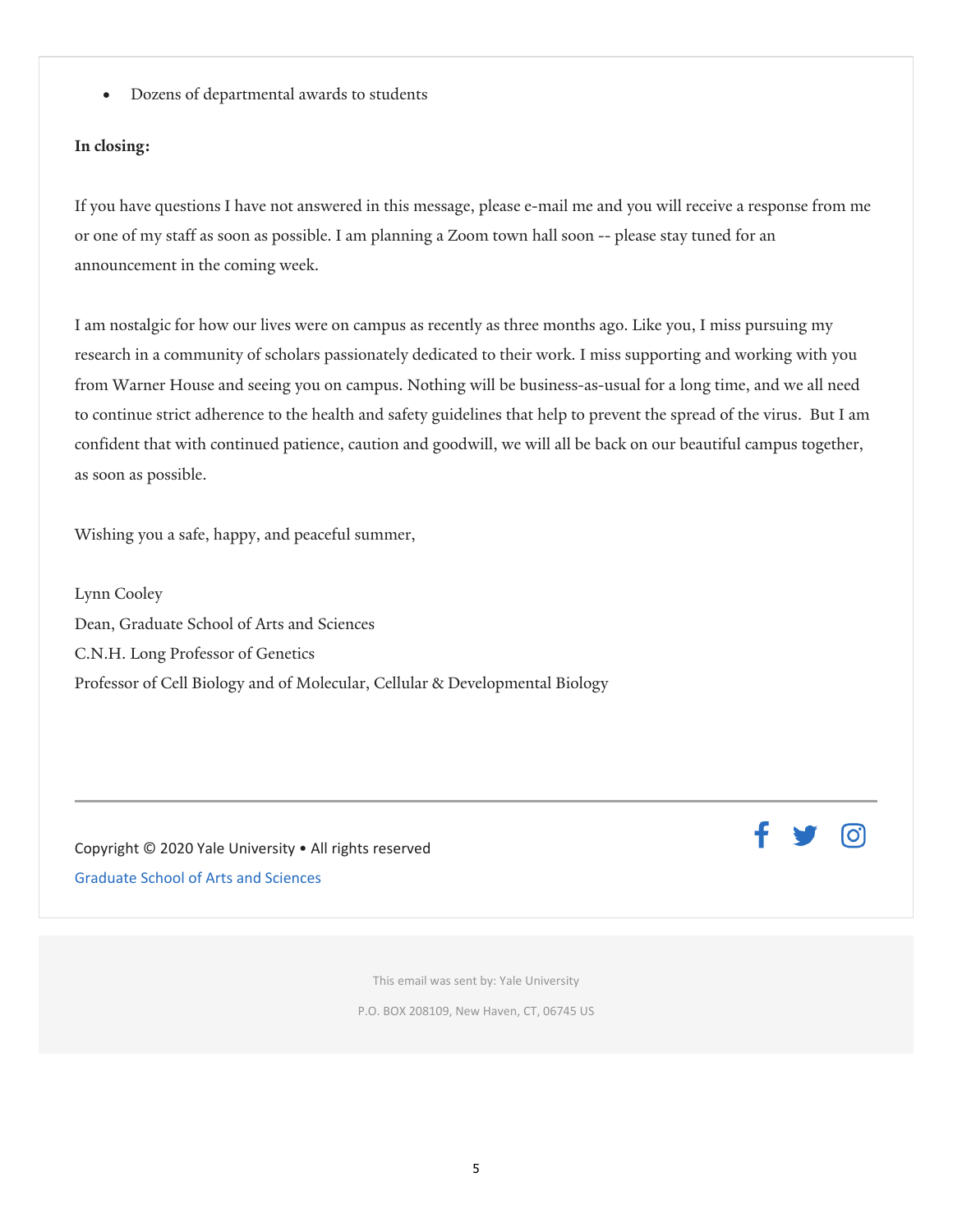- Dozens of departmental awards to students

**In closing:**

If you have questions I have not answered in this message, please e-mail me and you will receive a response from me or one of my staff as soon as possible. I am planning a Zoom town hall soon -- please stay tuned for an announcement in the coming week.

I am nostalgic for how our lives were on campus as recently as three months ago. Like you, I miss pursuing my research in a community of scholars passionately dedicated to their work. I miss supporting and working with you from Warner House and seeing you on campus. Nothing will be business-as-usual for a long time, and we all need to continue strict adherence to the health and safety guidelines that help to prevent the spread of the virus. But I am confident that with continued patience, caution and goodwill, we will all be back on our beautiful campus together, as soon as possible.

Wishing you a safe, happy, and peaceful summer,

Lynn Cooley
Dean, Graduate School of Arts and Sciences
C.N.H. Long Professor of Genetics
Professor of Cell Biology and of Molecular, Cellular & Developmental Biology

---

Copyright © 2020 Yale University • All rights reserved
Graduate School of Arts and Sciences

This email was sent by: Yale University

P.O. BOX 208109, New Haven, CT, 06745 US